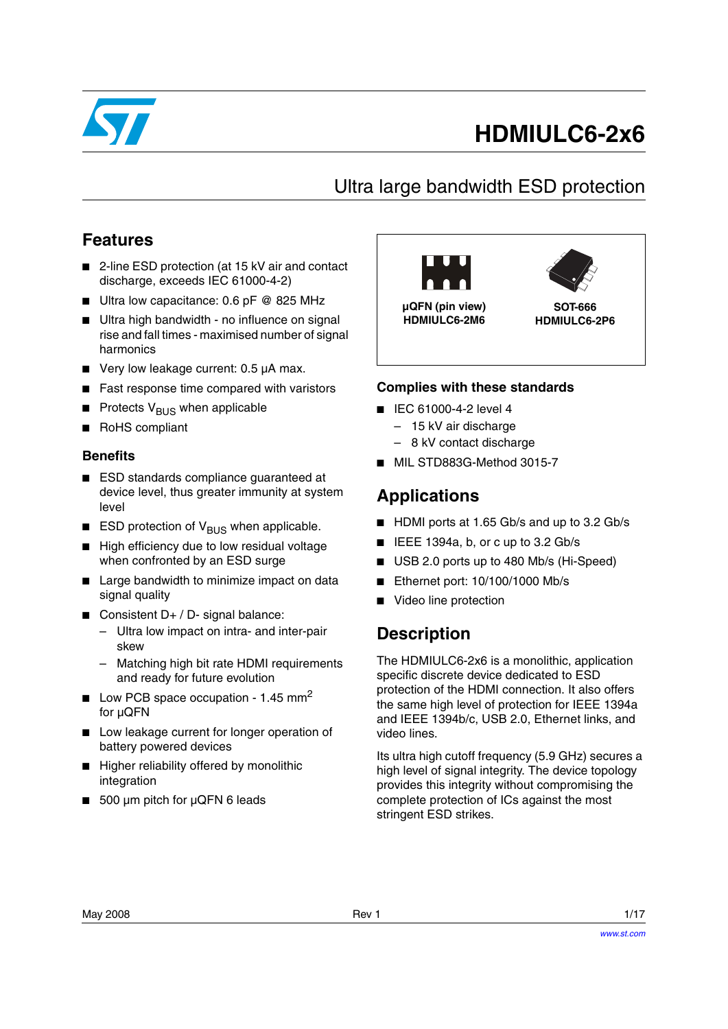# HDMIULC6-2x6

## Ultra large bandwidth ESD protection

## Features

- 2-line ESD protection (at 15 kV air and contact discharge, exceeds IEC 61000-4-2)
- Ultra low capacitance: 0.6 pF @ 825 MHz
- Ultra high bandwidth - no influence on signal rise and fall times - maximised number of signal harmonics
- Very low leakage current: 0.5 µA max.
- Fast response time compared with varistors
- Protects $V_{BUS}$ when applicable
- RoHS compliant

### Benefits

- ESD standards compliance guaranteed at device level, thus greater immunity at system level
- ESD protection of $V_{BUS}$ when applicable.
- High efficiency due to low residual voltage when confronted by an ESD surge
- Large bandwidth to minimize impact on data signal quality
- Consistent D+ / D- signal balance:
  - Ultra low impact on intra- and inter-pair skew
  - Matching high bit rate HDMI requirements and ready for future evolution
- Low PCB space occupation - 1.45 $mm^2$ for µQFN
- Low leakage current for longer operation of battery powered devices
- Higher reliability offered by monolithic integration
- 500 µm pitch for µQFN 6 leads

**µQFN (pin view)**
**HDMIULC6-2M6**

**SOT-666**
**HDMIULC6-2P6**

### Complies with these standards

- IEC 61000-4-2 level 4
  - 15 kV air discharge
  - 8 kV contact discharge
- MIL STD883G-Method 3015-7

## Applications

- HDMI ports at 1.65 Gb/s and up to 3.2 Gb/s
- IEEE 1394a, b, or c up to 3.2 Gb/s
- USB 2.0 ports up to 480 Mb/s (Hi-Speed)
- Ethernet port: 10/100/1000 Mb/s
- Video line protection

## Description

The HDMIULC6-2x6 is a monolithic, application specific discrete device dedicated to ESD protection of the HDMI connection. It also offers the same high level of protection for IEEE 1394a and IEEE 1394b/c, USB 2.0, Ethernet links, and video lines.

Its ultra high cutoff frequency (5.9 GHz) secures a high level of signal integrity. The device topology provides this integrity without compromising the complete protection of ICs against the most stringent ESD strikes.

May 2008 Rev 1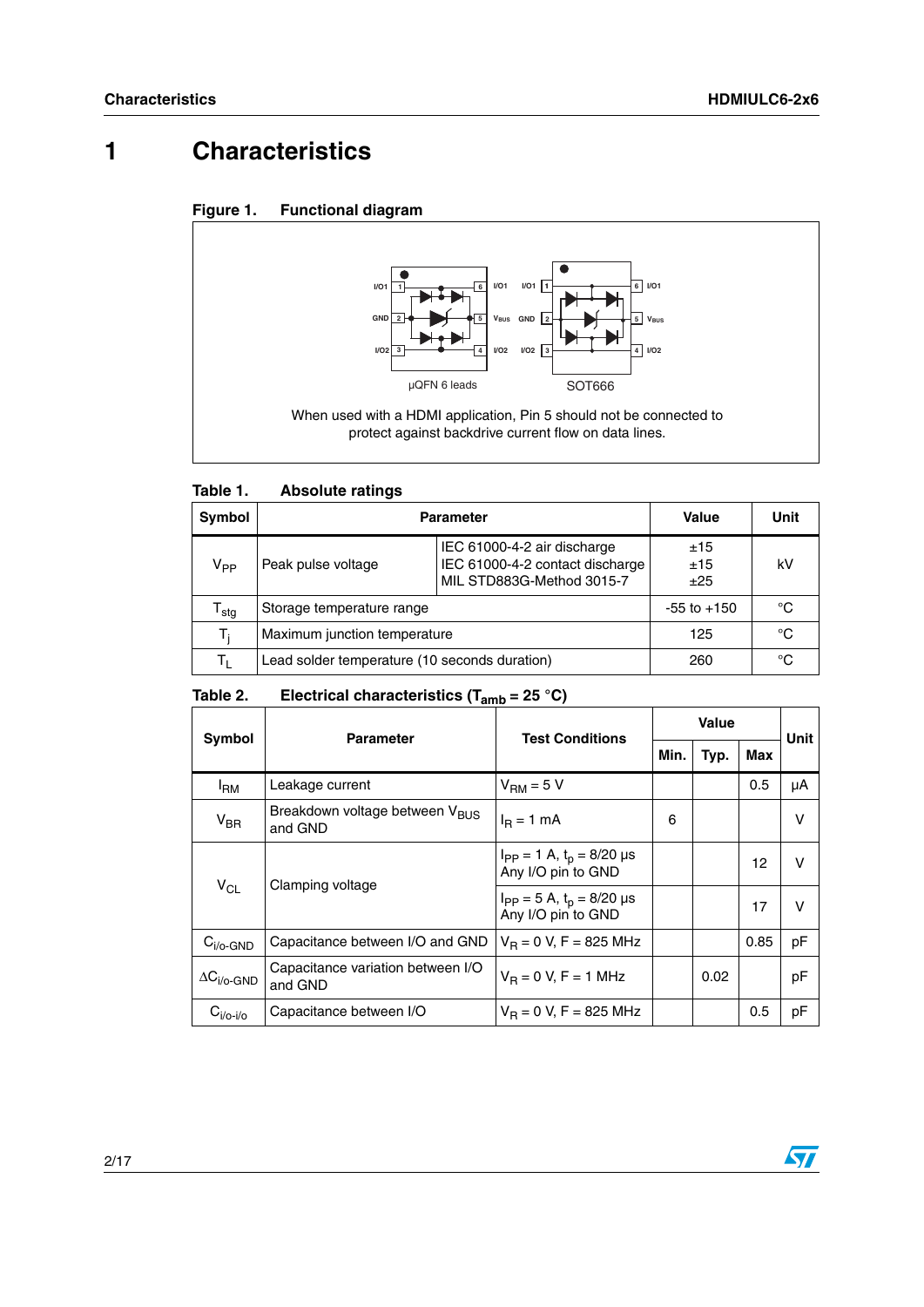# 1 Characteristics

**Figure 1. Functional diagram**

µQFN 6 leads

SOT666

When used with a HDMI application, Pin 5 should not be connected to protect against backdrive current flow on data lines.

**Table 1. Absolute ratings**

| Symbol | Parameter | | Value | Unit |
|---|---|---|---|---|
| $V_{PP}$ | Peak pulse voltage | IEC 61000-4-2 air discharge<br>IEC 61000-4-2 contact discharge<br>MIL STD883G-Method 3015-7 | ±15<br>±15<br>±25 | kV |
| $T_{stg}$ | Storage temperature range | | -55 to +150 | °C |
| $T_j$ | Maximum junction temperature | | 125 | °C |
| $T_L$ | Lead solder temperature (10 seconds duration) | | 260 | °C |

**Table 2. Electrical characteristics ($T_{amb}$ = 25 °C)**

| Symbol | Parameter | Test Conditions | Value | | | Unit |
|---|---|---|---|---|---|---|
| | | | Min. | Typ. | Max | |
| $I_{RM}$ | Leakage current | $V_{RM}$ = 5 V | | | 0.5 | µA |
| $V_{BR}$ | Breakdown voltage between $V_{BUS}$ and GND | $I_R$ = 1 mA | 6 | | | V |
| $V_{CL}$ | Clamping voltage | $I_{PP}$ = 1 A, $t_p$ = 8/20 µs Any I/O pin to GND | | | 12 | V |
| | | $I_{PP}$ = 5 A, $t_p$ = 8/20 µs Any I/O pin to GND | | | 17 | V |
| $C_{i/o\text{-}GND}$ | Capacitance between I/O and GND | $V_R$ = 0 V, F = 825 MHz | | | 0.85 | pF |
| $\Delta C_{i/o\text{-}GND}$ | Capacitance variation between I/O and GND | $V_R$ = 0 V, F = 1 MHz | | 0.02 | | pF |
| $C_{i/o\text{-}i/o}$ | Capacitance between I/O | $V_R$ = 0 V, F = 825 MHz | | | 0.5 | pF |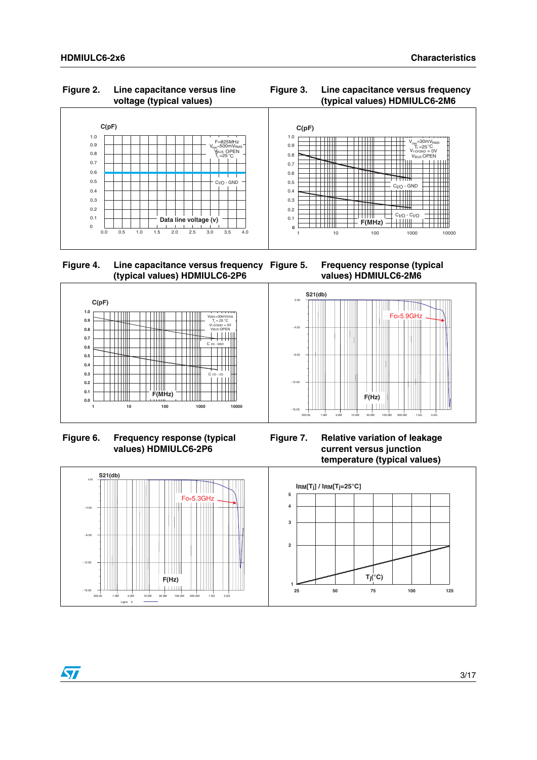**Figure 2. Line capacitance versus line voltage (typical values)**

C(pF)

1.0, 0.9, 0.8, 0.7, 0.6, 0.5, 0.4, 0.3, 0.2, 0.1, 0

F=825MHz
$V_{osc}$=500m$V_{RMS}$
$V_{BUS}$ OPEN
$T_j$ =25°C

$C_{I/O}$ - GND

Data line voltage (v)

0.0, 0.5, 1.0, 1.5, 2.0, 2.5, 3.0, 3.5, 4.0

**Figure 3. Line capacitance versus frequency (typical values) HDMIULC6-2M6**

C(pF)

1.0, 0.9, 0.8, 0.7, 0.6, 0.5, 0.4, 0.3, 0.2, 0.1, 0

$V_{osc}$=30m$V_{RMS}$
$T_j$ =25°C
$V_{I\text{-}O/GND}$ = 0V
$V_{BUS}$ OPEN

$C_{I/O}$ - GND

$C_{I/O}$ - $C_{I/O}$

F(MHz)

1, 10, 100, 1000, 10000

**Figure 4. Line capacitance versus frequency (typical values) HDMIULC6-2P6**

C(pF)

1.0, 0.9, 0.8, 0.7, 0.6, 0.5, 0.4, 0.3, 0.2, 0.1, 0.0

Vosc=30mVrms
$T_j$ = 25 °C
$V_{I\text{-}O/GND}$ = 0V
$V_{BUS}$ OPEN

C I/O - GND

C I/O - I/O

F(MHz)

1, 10, 100, 1000, 10000

**Figure 5. Frequency response (typical values) HDMIULC6-2M6**

S21(db)

0.00, - 4.00, - 8.00, - 12.00, - 16.00

Fc=5.9GHz

F(Hz)

300.0k, 1.0M, 3.0M, 10.0M, 30.0M, 100.0M, 300.0M, 1.0G, 3.0G

**Figure 6. Frequency response (typical values) HDMIULC6-2P6**

S21(db)

0.00, - 4.00, - 8.00, - 12.00, - 16.00

Fc=5.3GHz

F(Hz)

300.0k, 1.0M, 3.0M, 10.0M, 30.0M, 100.0M, 300.0M, 1.0G, 3.0G

Ligne 2

**Figure 7. Relative variation of leakage current versus junction temperature (typical values)**

$I_{RM}[T_j]$ / $I_{RM}[T_j$=25°C]

5, 4, 3, 2, 1

$T_j$(°C)

25, 50, 75, 100, 125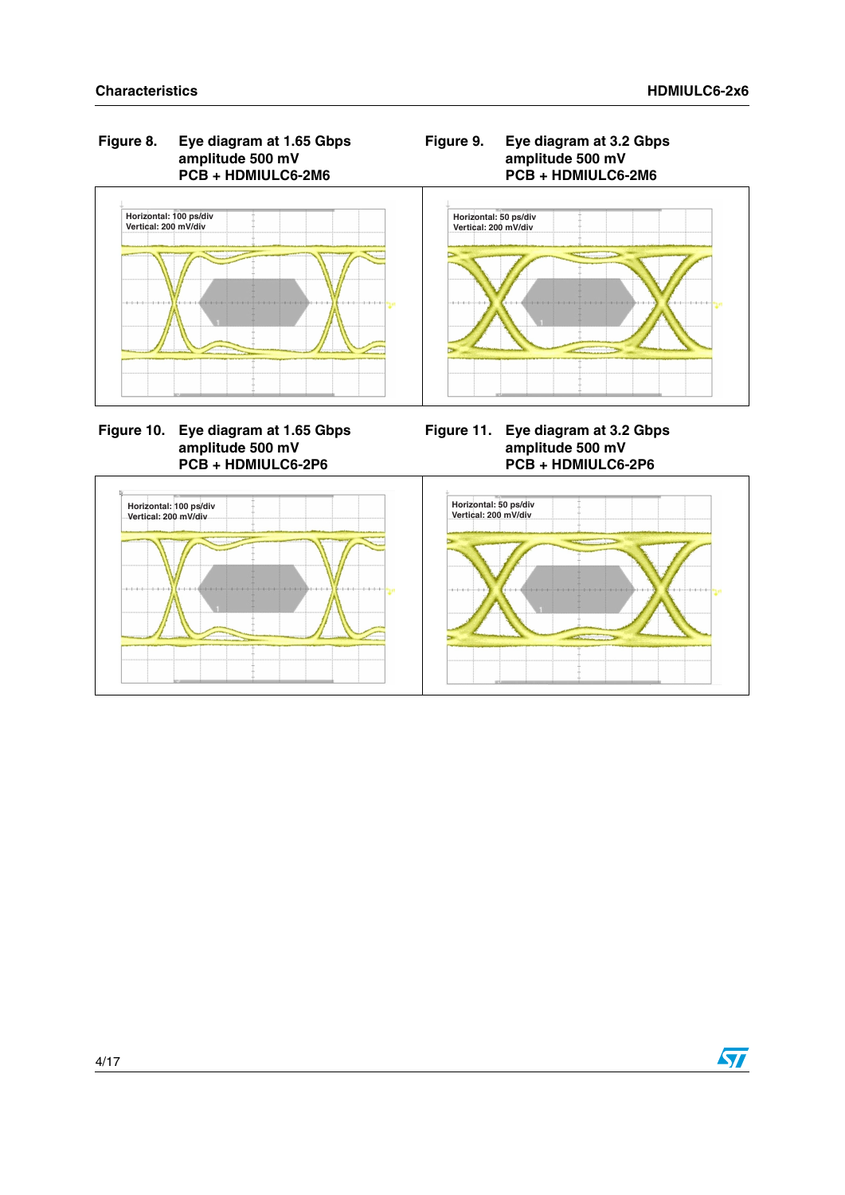Figure 8. Eye diagram at 1.65 Gbps amplitude 500 mV PCB + HDMIULC6-2M6

Horizontal: 100 ps/div
Vertical: 200 mV/div

Figure 9. Eye diagram at 3.2 Gbps amplitude 500 mV PCB + HDMIULC6-2M6

Horizontal: 50 ps/div
Vertical: 200 mV/div

Figure 10. Eye diagram at 1.65 Gbps amplitude 500 mV PCB + HDMIULC6-2P6

Horizontal: 100 ps/div
Vertical: 200 mV/div

Figure 11. Eye diagram at 3.2 Gbps amplitude 500 mV PCB + HDMIULC6-2P6

Horizontal: 50 ps/div
Vertical: 200 mV/div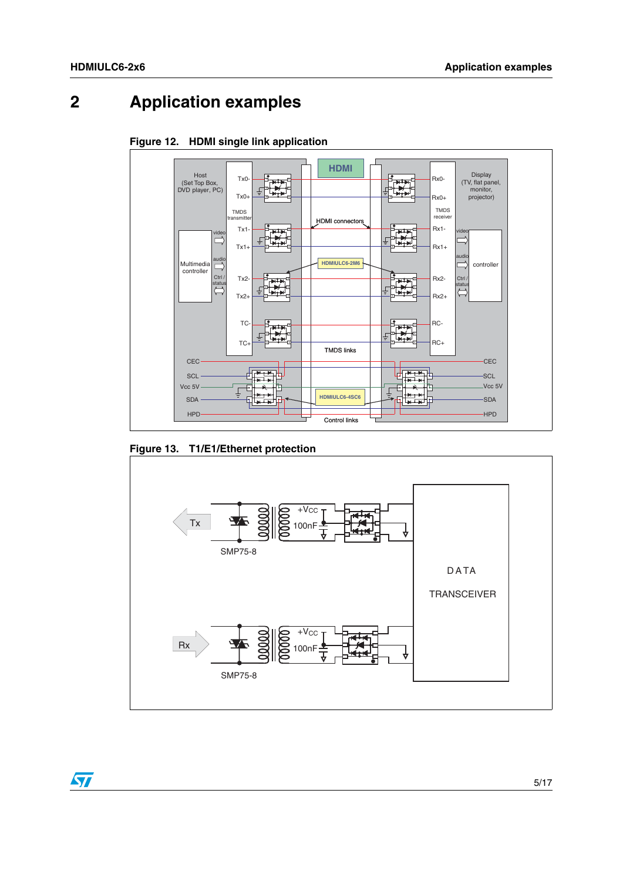# 2 Application examples

**Figure 12. HDMI single link application**

**Figure 13. T1/E1/Ethernet protection**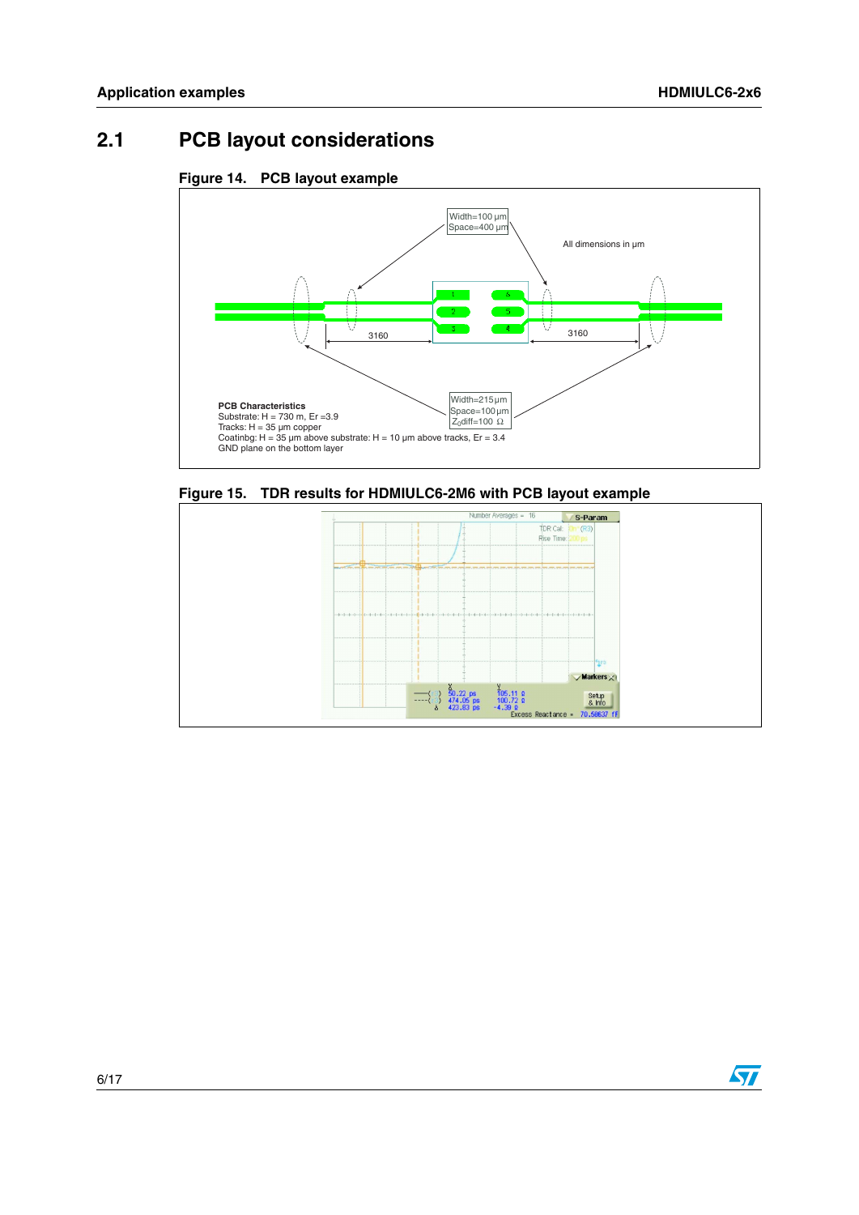## 2.1 PCB layout considerations

**Figure 14. PCB layout example**

Width=100 µm
Space=400 µm

All dimensions in µm

3160

3160

Width=215 µm
Space=100 µm
$Z_0$diff=100 Ω

**PCB Characteristics**
Substrate: H = 730 m, Er =3.9
Tracks: H = 35 µm copper
Coatinbg: H = 35 µm above substrate: H = 10 µm above tracks, Er = 3.4
GND plane on the bottom layer

**Figure 15. TDR results for HDMIULC6-2M6 with PCB layout example**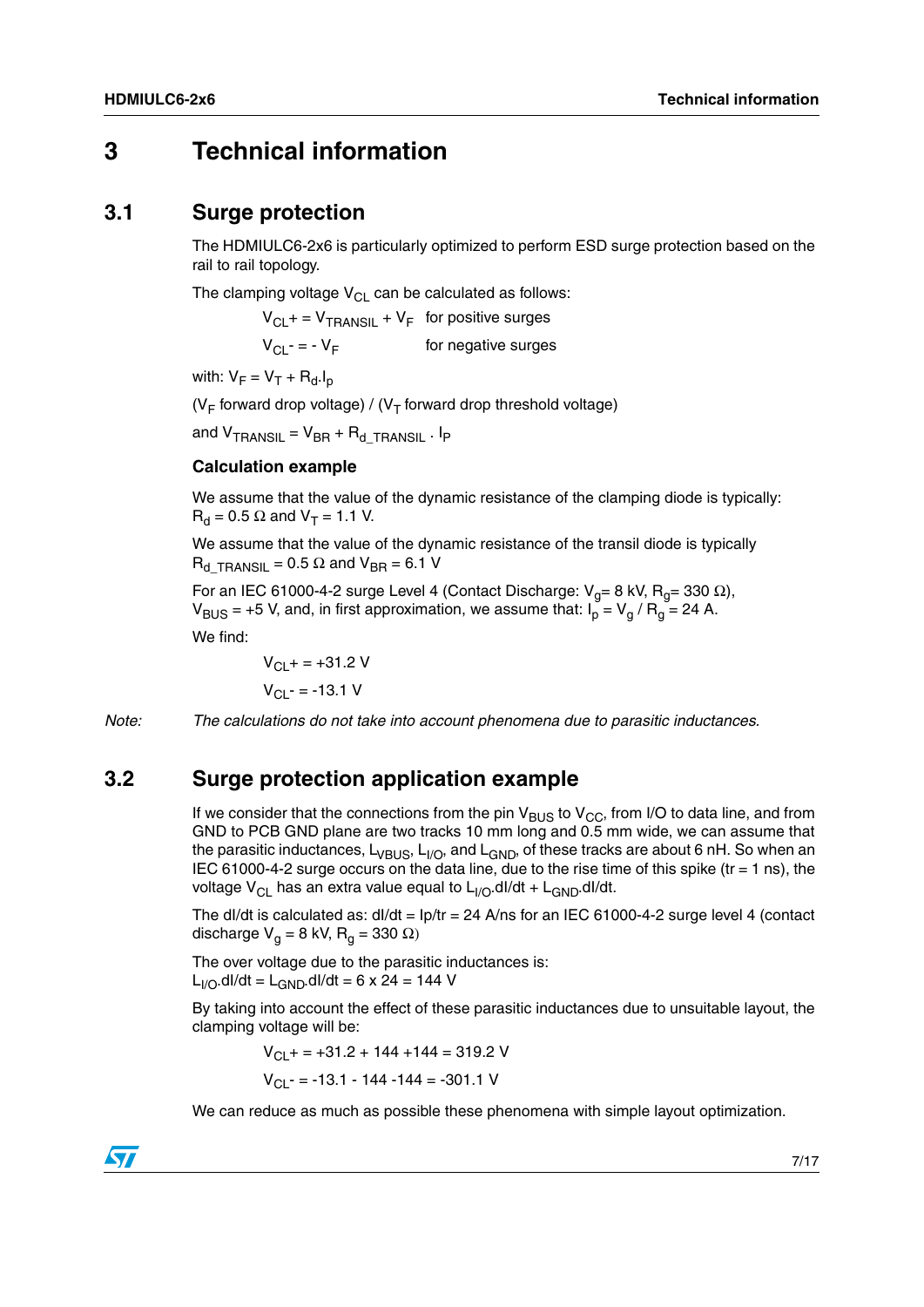# 3 Technical information

## 3.1 Surge protection

The HDMIULC6-2x6 is particularly optimized to perform ESD surge protection based on the rail to rail topology.

The clamping voltage $V_{CL}$ can be calculated as follows:

$V_{CL}+ = V_{TRANSIL} + V_F$ for positive surges

$V_{CL}- = - V_F$ for negative surges

with: $V_F = V_T + R_d.I_p$

($V_F$ forward drop voltage) / ($V_T$ forward drop threshold voltage)

and $V_{TRANSIL} = V_{BR} + R_{d\_TRANSIL} \cdot I_P$

### Calculation example

We assume that the value of the dynamic resistance of the clamping diode is typically: $R_d = 0.5\ \Omega$ and $V_T = 1.1$ V.

We assume that the value of the dynamic resistance of the transil diode is typically $R_{d\_TRANSIL} = 0.5\ \Omega$ and $V_{BR} = 6.1$ V

For an IEC 61000-4-2 surge Level 4 (Contact Discharge: $V_g$= 8 kV, $R_g$= 330 Ω), $V_{BUS}$ = +5 V, and, in first approximation, we assume that: $I_p = V_g / R_g$ = 24 A.

We find:

$V_{CL}+ = +31.2$ V

$V_{CL}- = -13.1$ V

*Note: The calculations do not take into account phenomena due to parasitic inductances.*

## 3.2 Surge protection application example

If we consider that the connections from the pin $V_{BUS}$ to $V_{CC}$, from I/O to data line, and from GND to PCB GND plane are two tracks 10 mm long and 0.5 mm wide, we can assume that the parasitic inductances, $L_{VBUS}$, $L_{I/O}$, and $L_{GND}$, of these tracks are about 6 nH. So when an IEC 61000-4-2 surge occurs on the data line, due to the rise time of this spike (tr = 1 ns), the voltage $V_{CL}$ has an extra value equal to $L_{I/O}.dI/dt + L_{GND}.dI/dt$.

The dI/dt is calculated as: dI/dt = Ip/tr = 24 A/ns for an IEC 61000-4-2 surge level 4 (contact discharge $V_g$ = 8 kV, $R_g$ = 330 Ω)

The over voltage due to the parasitic inductances is:
$L_{I/O}.dI/dt = L_{GND}.dI/dt = 6 \times 24 = 144$ V

By taking into account the effect of these parasitic inductances due to unsuitable layout, the clamping voltage will be:

$V_{CL}+ = +31.2 + 144 + 144 = 319.2$ V

$V_{CL}- = -13.1 - 144 - 144 = -301.1$ V

We can reduce as much as possible these phenomena with simple layout optimization.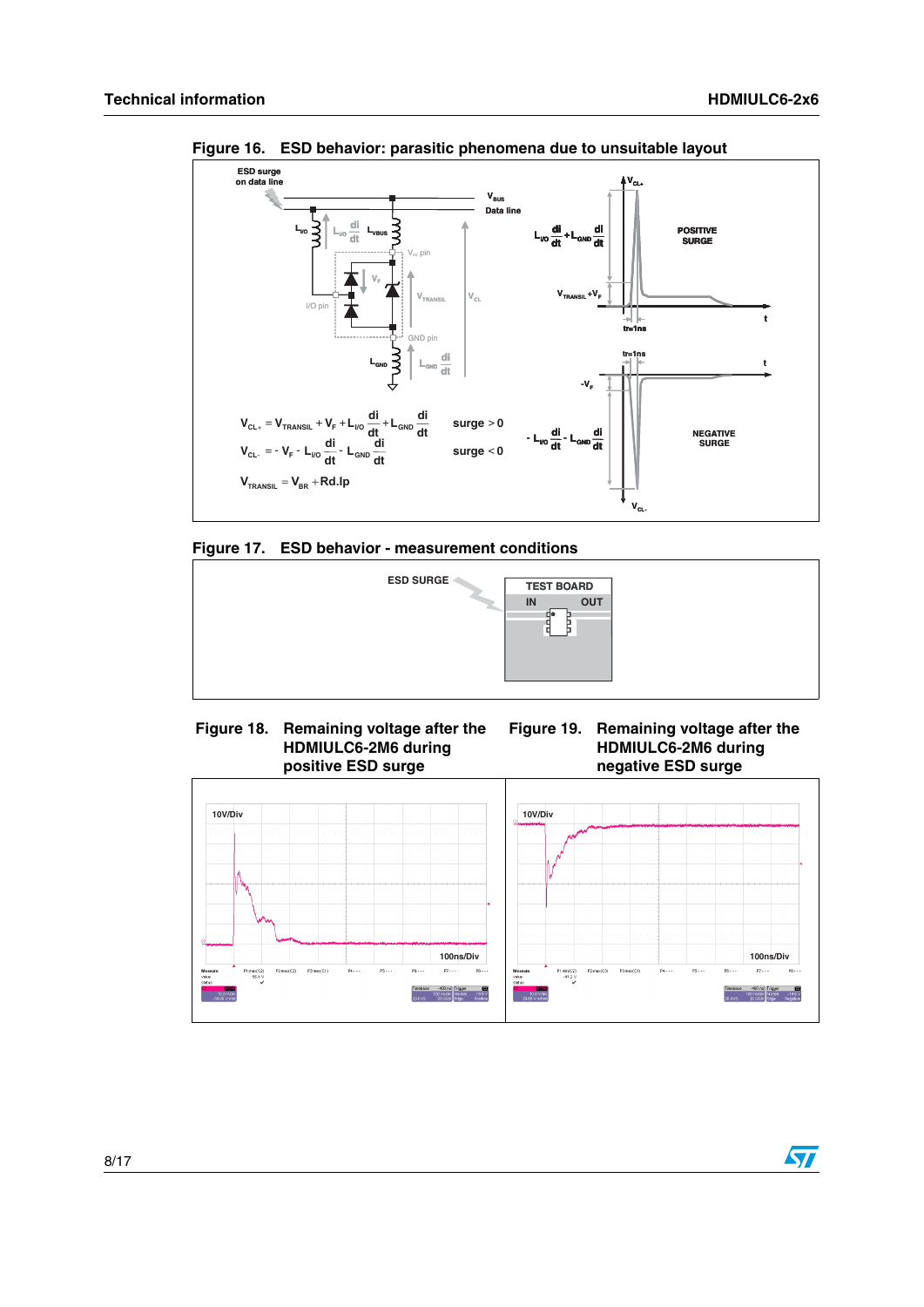## Figure 16. ESD behavior: parasitic phenomena due to unsuitable layout

$$V_{CL+} = V_{TRANSIL} + V_F + L_{I/O}\frac{di}{dt} + L_{GND}\frac{di}{dt} \quad \text{surge} > 0$$

$$V_{CL-} = -V_F - L_{I/O}\frac{di}{dt} - L_{GND}\frac{di}{dt} \quad \text{surge} < 0$$

$$V_{TRANSIL} = V_{BR} + Rd.Ip$$

## Figure 17. ESD behavior - measurement conditions

## Figure 18. Remaining voltage after the HDMIULC6-2M6 during positive ESD surge

## Figure 19. Remaining voltage after the HDMIULC6-2M6 during negative ESD surge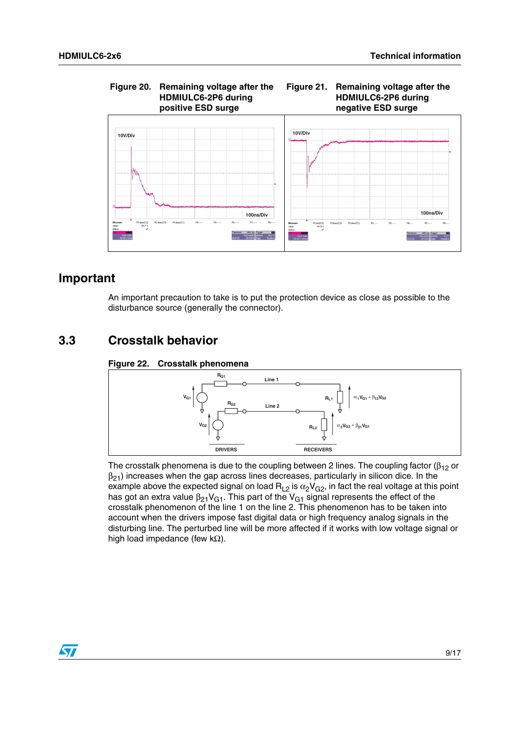Figure 20. Remaining voltage after the HDMIULC6-2P6 during positive ESD surge

Figure 21. Remaining voltage after the HDMIULC6-2P6 during negative ESD surge

## Important

An important precaution to take is to put the protection device as close as possible to the disturbance source (generally the connector).

## 3.3 Crosstalk behavior

Figure 22. Crosstalk phenomena

The crosstalk phenomena is due to the coupling between 2 lines. The coupling factor ($\beta_{12}$ or $\beta_{21}$) increases when the gap across lines decreases, particularly in silicon dice. In the example above the expected signal on load $R_{L2}$ is $\alpha_2 V_{G2}$, in fact the real voltage at this point has got an extra value $\beta_{21} V_{G1}$. This part of the $V_{G1}$ signal represents the effect of the crosstalk phenomenon of the line 1 on the line 2. This phenomenon has to be taken into account when the drivers impose fast digital data or high frequency analog signals in the disturbing line. The perturbed line will be more affected if it works with low voltage signal or high load impedance (few kΩ).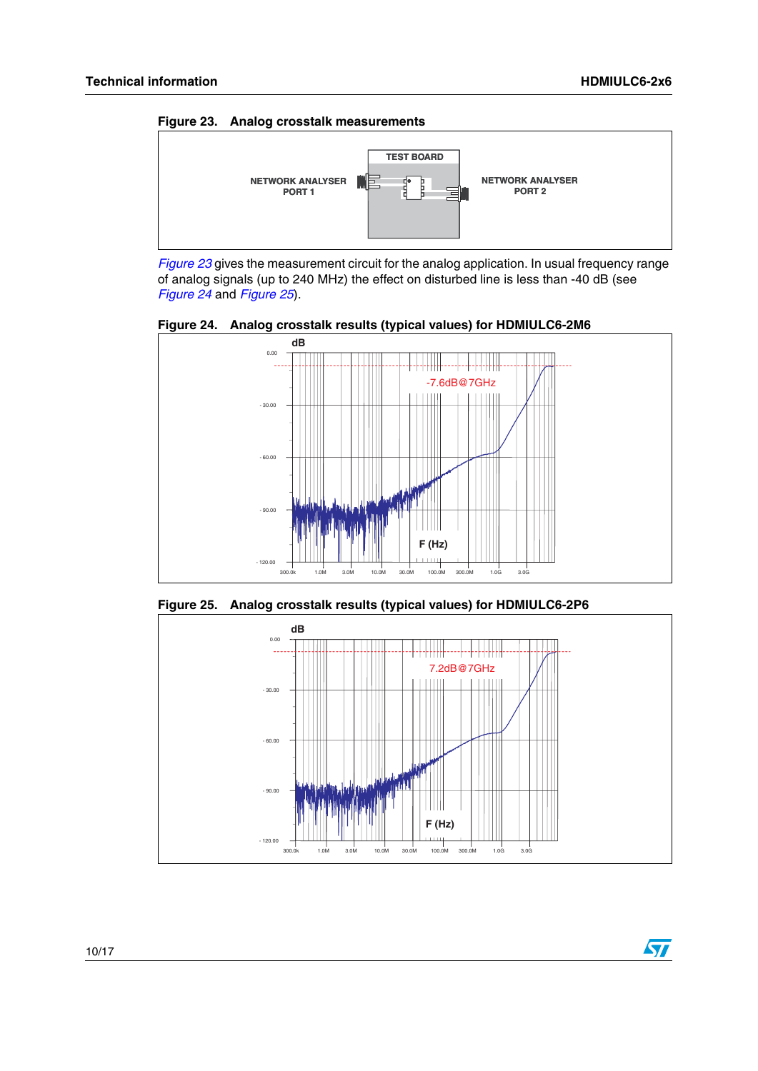**Figure 23. Analog crosstalk measurements**

NETWORK ANALYSER PORT 1 — TEST BOARD — NETWORK ANALYSER PORT 2

*Figure 23* gives the measurement circuit for the analog application. In usual frequency range of analog signals (up to 240 MHz) the effect on disturbed line is less than -40 dB (see *Figure 24* and *Figure 25*).

**Figure 24. Analog crosstalk results (typical values) for HDMIULC6-2M6**

dB; 0.00; - 30.00; - 60.00; - 90.00; - 120.00; -7.6dB@7GHz; F (Hz); 300.0k; 1.0M; 3.0M; 10.0M; 30.0M; 100.0M; 300.0M; 1.0G; 3.0G

**Figure 25. Analog crosstalk results (typical values) for HDMIULC6-2P6**

dB; 0.00; - 30.00; - 60.00; - 90.00; - 120.00; 7.2dB@7GHz; F (Hz); 300.0k; 1.0M; 3.0M; 10.0M; 30.0M; 100.0M; 300.0M; 1.0G; 3.0G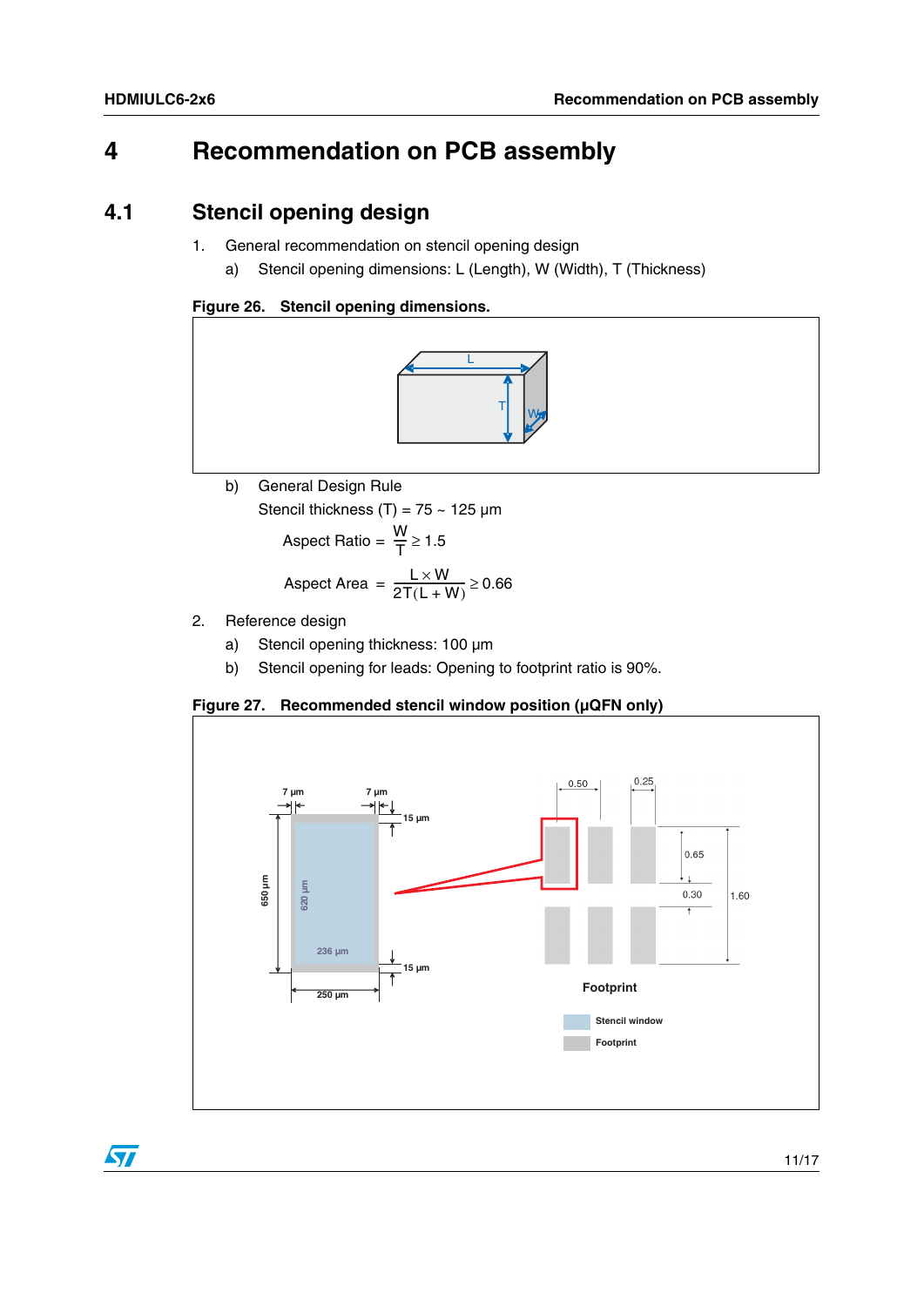# 4 Recommendation on PCB assembly

## 4.1 Stencil opening design

1. General recommendation on stencil opening design
   a) Stencil opening dimensions: L (Length), W (Width), T (Thickness)

**Figure 26. Stencil opening dimensions.**

   b) General Design Rule

   Stencil thickness (T) = 75 ~ 125 µm

$$\text{Aspect Ratio} = \frac{W}{T} \geq 1.5$$

$$\text{Aspect Area} = \frac{L \times W}{2T(L + W)} \geq 0.66$$

2. Reference design
   a) Stencil opening thickness: 100 µm
   b) Stencil opening for leads: Opening to footprint ratio is 90%.

**Figure 27. Recommended stencil window position (µQFN only)**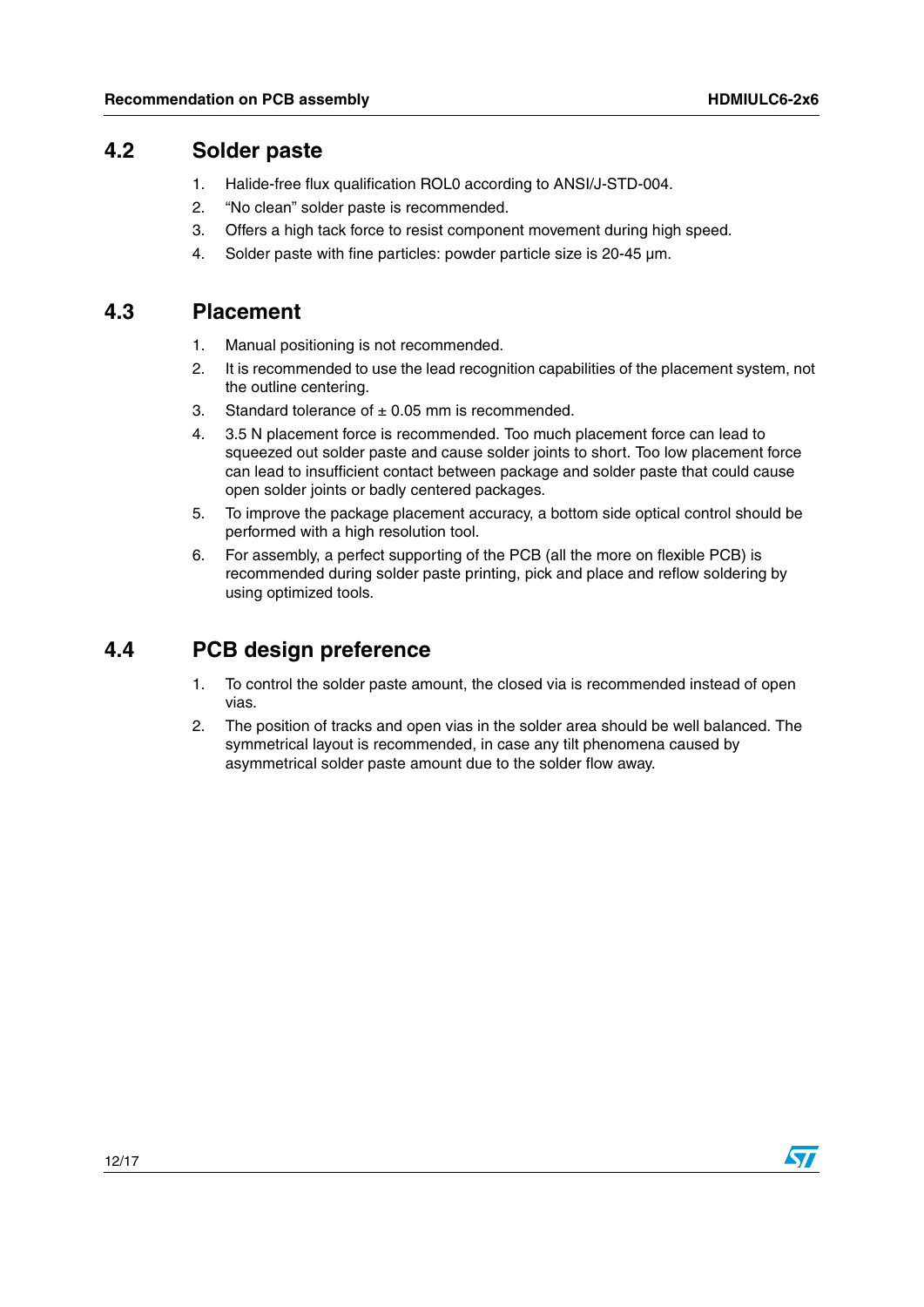## 4.2 Solder paste

1. Halide-free flux qualification ROL0 according to ANSI/J-STD-004.
2. “No clean” solder paste is recommended.
3. Offers a high tack force to resist component movement during high speed.
4. Solder paste with fine particles: powder particle size is 20-45 µm.

## 4.3 Placement

1. Manual positioning is not recommended.
2. It is recommended to use the lead recognition capabilities of the placement system, not the outline centering.
3. Standard tolerance of ± 0.05 mm is recommended.
4. 3.5 N placement force is recommended. Too much placement force can lead to squeezed out solder paste and cause solder joints to short. Too low placement force can lead to insufficient contact between package and solder paste that could cause open solder joints or badly centered packages.
5. To improve the package placement accuracy, a bottom side optical control should be performed with a high resolution tool.
6. For assembly, a perfect supporting of the PCB (all the more on flexible PCB) is recommended during solder paste printing, pick and place and reflow soldering by using optimized tools.

## 4.4 PCB design preference

1. To control the solder paste amount, the closed via is recommended instead of open vias.
2. The position of tracks and open vias in the solder area should be well balanced. The symmetrical layout is recommended, in case any tilt phenomena caused by asymmetrical solder paste amount due to the solder flow away.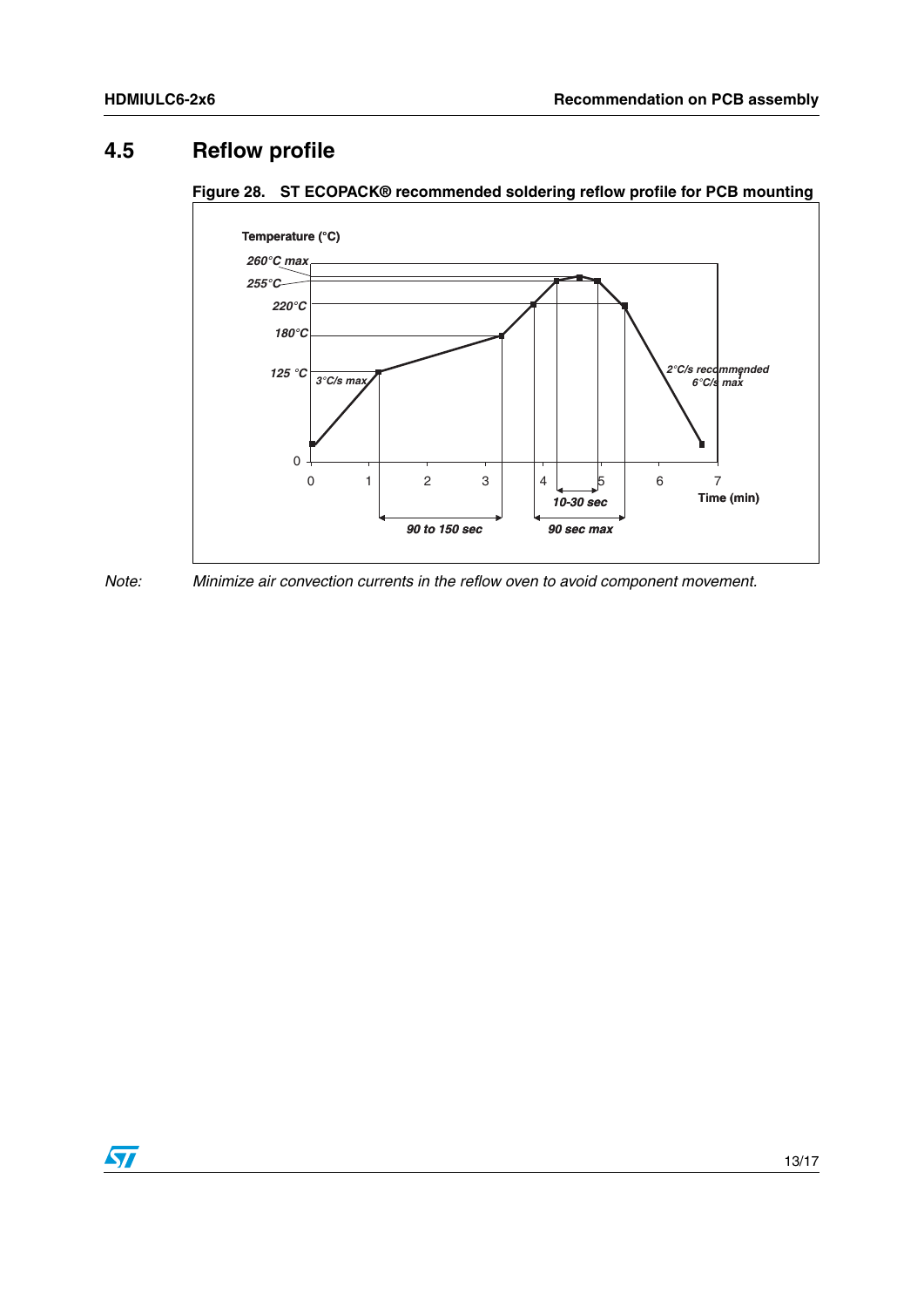## 4.5 Reflow profile

**Figure 28. ST ECOPACK® recommended soldering reflow profile for PCB mounting**

Temperature (°C)

260°C max

255°C

220°C

180°C

125 °C

3°C/s max

2°C/s recommended
6°C/s max

0

0 1 2 3 4 5 6 7

Time (min)

10-30 sec

90 to 150 sec

90 sec max

*Note: Minimize air convection currents in the reflow oven to avoid component movement.*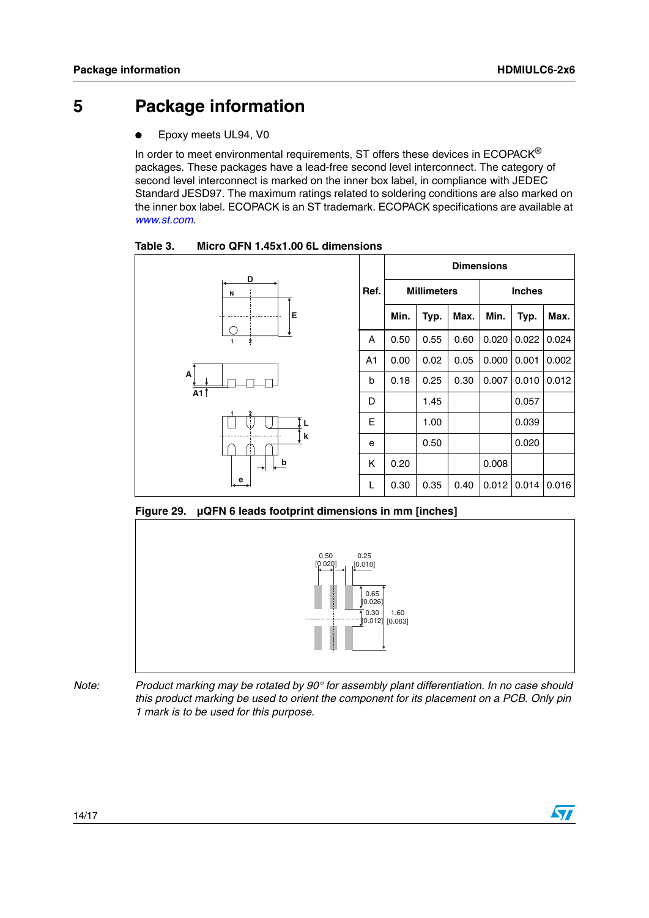# 5 Package information

- Epoxy meets UL94, V0

In order to meet environmental requirements, ST offers these devices in ECOPACK® packages. These packages have a lead-free second level interconnect. The category of second level interconnect is marked on the inner box label, in compliance with JEDEC Standard JESD97. The maximum ratings related to soldering conditions are also marked on the inner box label. ECOPACK is an ST trademark. ECOPACK specifications are available at www.st.com.

**Table 3. Micro QFN 1.45x1.00 6L dimensions**

| Ref. | Millimeters | | | Inches | | |
|---|---|---|---|---|---|---|
| | Min. | Typ. | Max. | Min. | Typ. | Max. |
| A | 0.50 | 0.55 | 0.60 | 0.020 | 0.022 | 0.024 |
| A1 | 0.00 | 0.02 | 0.05 | 0.000 | 0.001 | 0.002 |
| b | 0.18 | 0.25 | 0.30 | 0.007 | 0.010 | 0.012 |
| D | | 1.45 | | | 0.057 | |
| E | | 1.00 | | | 0.039 | |
| e | | 0.50 | | | 0.020 | |
| K | 0.20 | | | 0.008 | | |
| L | 0.30 | 0.35 | 0.40 | 0.012 | 0.014 | 0.016 |

**Figure 29. µQFN 6 leads footprint dimensions in mm [inches]**

*Note: Product marking may be rotated by 90° for assembly plant differentiation. In no case should this product marking be used to orient the component for its placement on a PCB. Only pin 1 mark is to be used for this purpose.*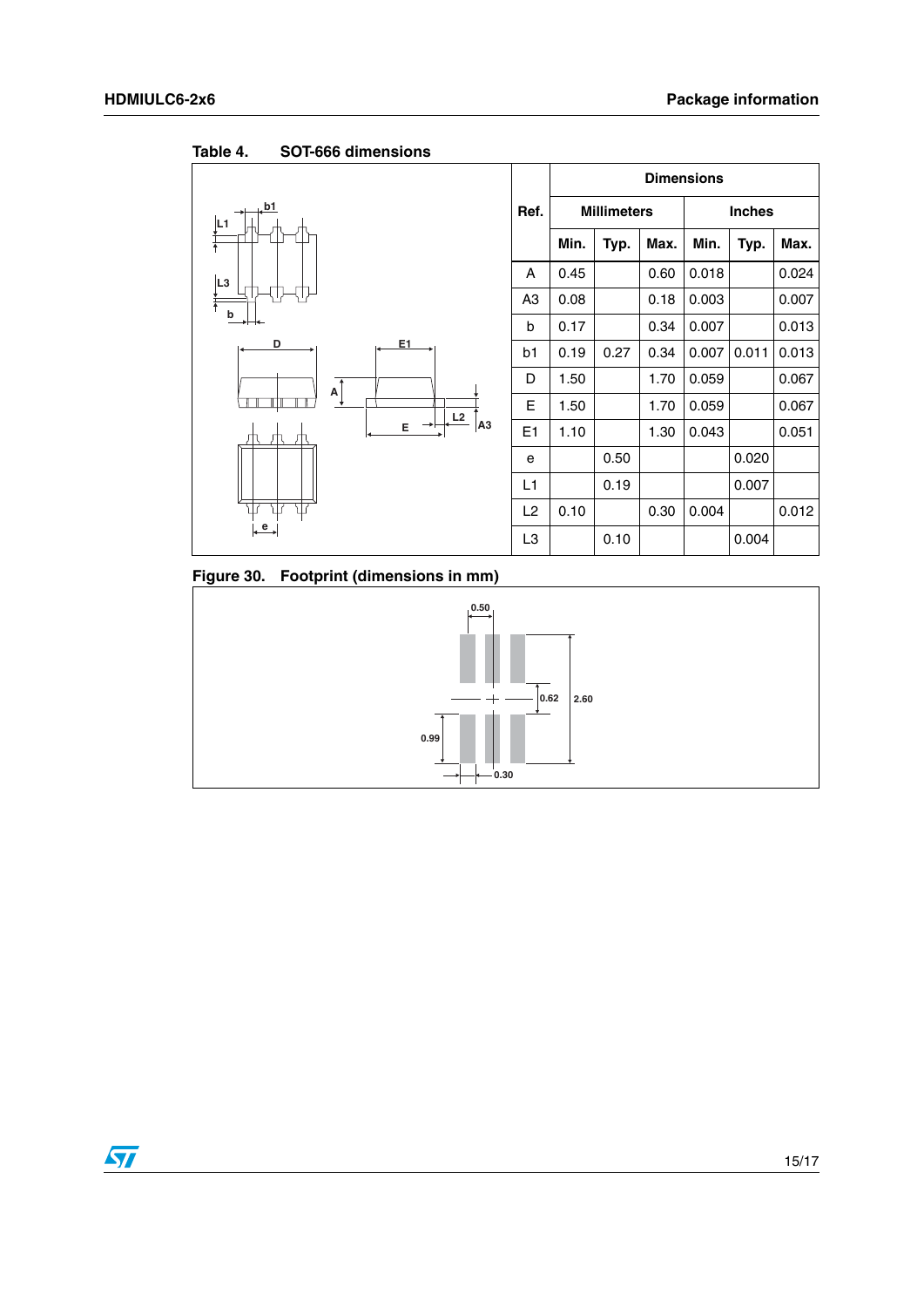Table 4. SOT-666 dimensions

| Ref. | Dimensions | | | | | |
|---|---|---|---|---|---|---|
| | Millimeters | | | Inches | | |
| | Min. | Typ. | Max. | Min. | Typ. | Max. |
| A | 0.45 | | 0.60 | 0.018 | | 0.024 |
| A3 | 0.08 | | 0.18 | 0.003 | | 0.007 |
| b | 0.17 | | 0.34 | 0.007 | | 0.013 |
| b1 | 0.19 | 0.27 | 0.34 | 0.007 | 0.011 | 0.013 |
| D | 1.50 | | 1.70 | 0.059 | | 0.067 |
| E | 1.50 | | 1.70 | 0.059 | | 0.067 |
| E1 | 1.10 | | 1.30 | 0.043 | | 0.051 |
| e | | 0.50 | | | 0.020 | |
| L1 | | 0.19 | | | 0.007 | |
| L2 | 0.10 | | 0.30 | 0.004 | | 0.012 |
| L3 | | 0.10 | | | 0.004 | |

Figure 30. Footprint (dimensions in mm)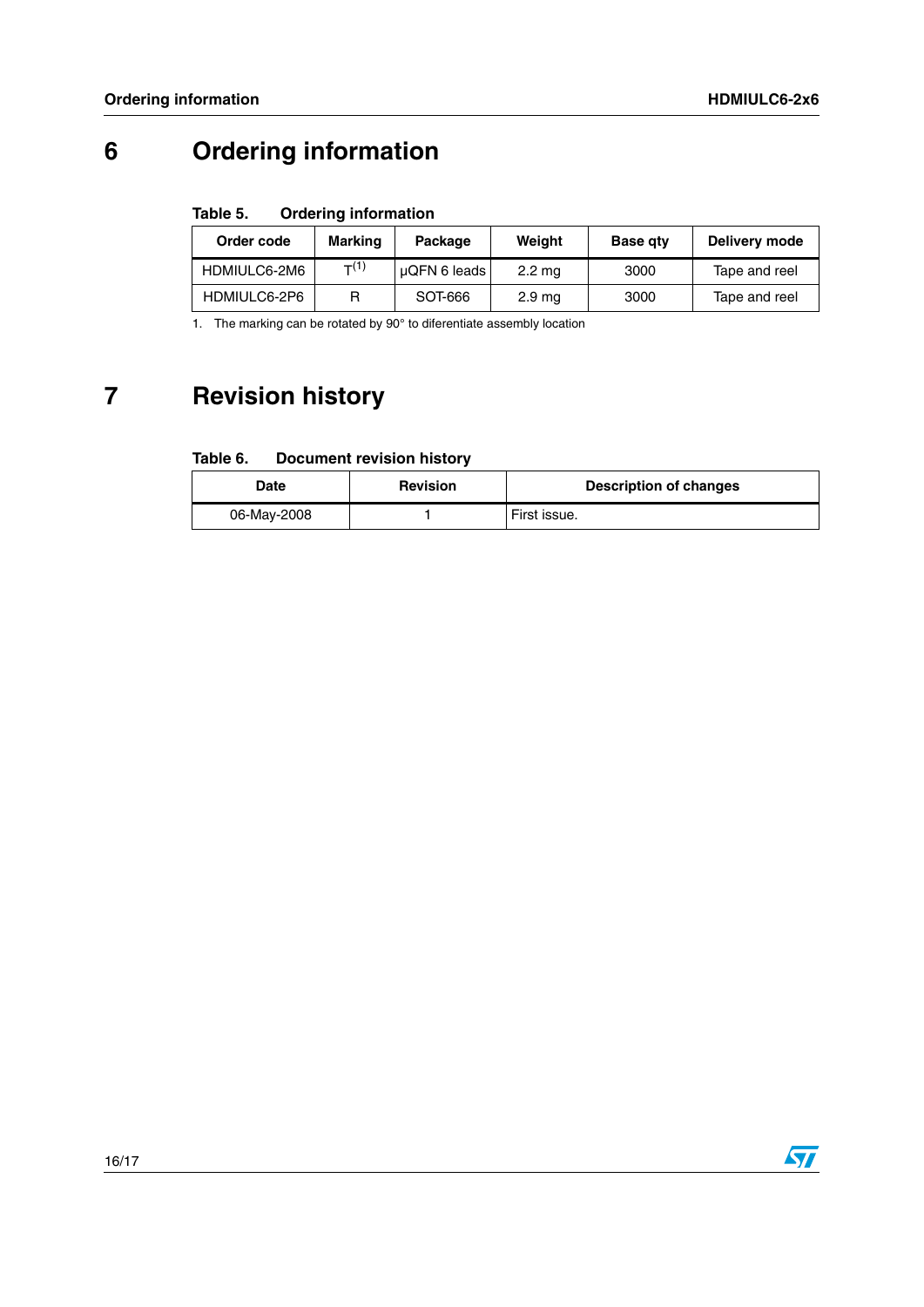# 6 Ordering information

**Table 5. Ordering information**

| Order code | Marking | Package | Weight | Base qty | Delivery mode |
|---|---|---|---|---|---|
| HDMIULC6-2M6 | T[1] | µQFN 6 leads | 2.2 mg | 3000 | Tape and reel |
| HDMIULC6-2P6 | R | SOT-666 | 2.9 mg | 3000 | Tape and reel |

1. The marking can be rotated by 90° to diferentiate assembly location

# 7 Revision history

**Table 6. Document revision history**

| Date | Revision | Description of changes |
|---|---|---|
| 06-May-2008 | 1 | First issue. |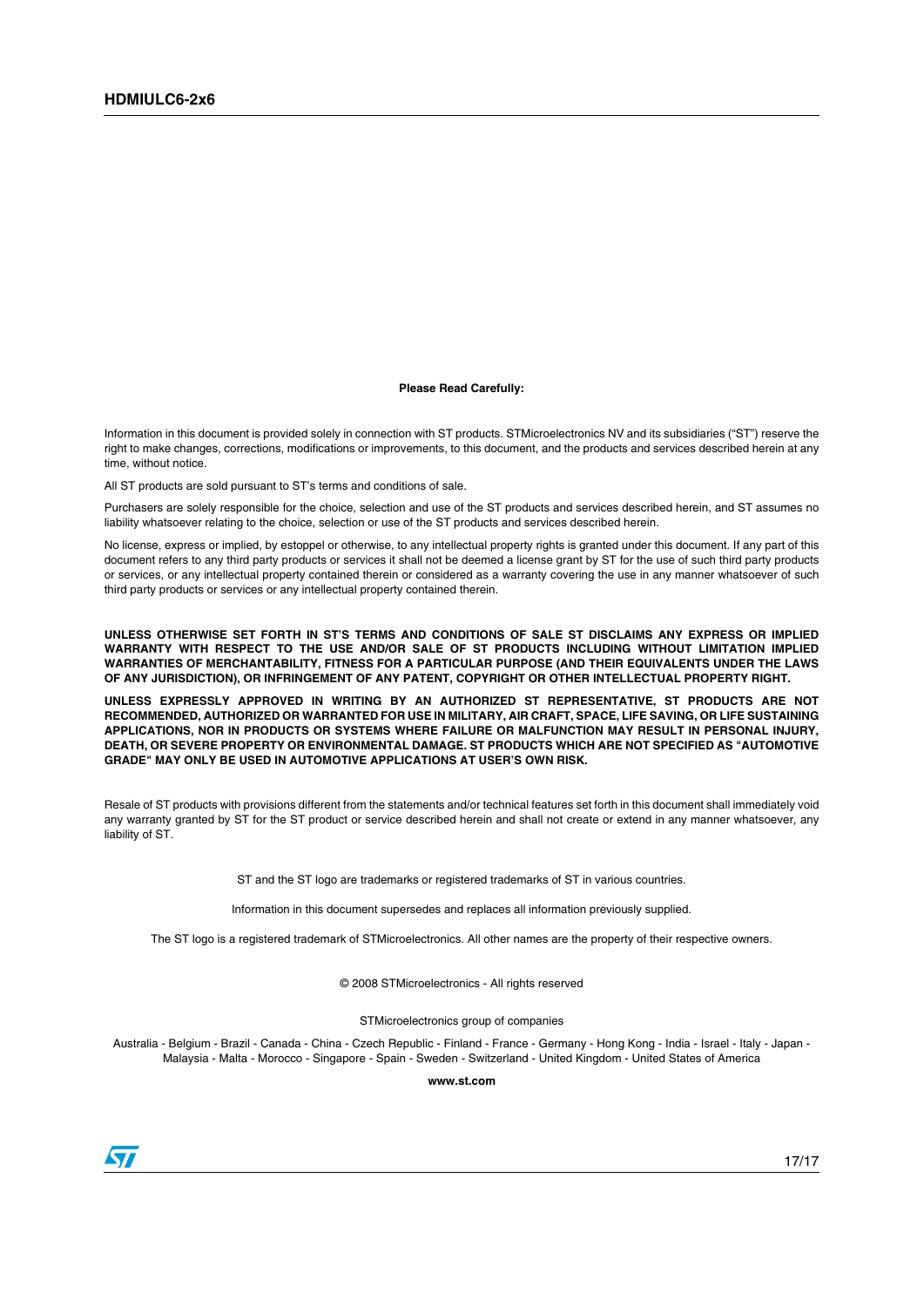**Please Read Carefully:**

Information in this document is provided solely in connection with ST products. STMicroelectronics NV and its subsidiaries ("ST") reserve the right to make changes, corrections, modifications or improvements, to this document, and the products and services described herein at any time, without notice.

All ST products are sold pursuant to ST's terms and conditions of sale.

Purchasers are solely responsible for the choice, selection and use of the ST products and services described herein, and ST assumes no liability whatsoever relating to the choice, selection or use of the ST products and services described herein.

No license, express or implied, by estoppel or otherwise, to any intellectual property rights is granted under this document. If any part of this document refers to any third party products or services it shall not be deemed a license grant by ST for the use of such third party products or services, or any intellectual property contained therein or considered as a warranty covering the use in any manner whatsoever of such third party products or services or any intellectual property contained therein.

**UNLESS OTHERWISE SET FORTH IN ST'S TERMS AND CONDITIONS OF SALE ST DISCLAIMS ANY EXPRESS OR IMPLIED WARRANTY WITH RESPECT TO THE USE AND/OR SALE OF ST PRODUCTS INCLUDING WITHOUT LIMITATION IMPLIED WARRANTIES OF MERCHANTABILITY, FITNESS FOR A PARTICULAR PURPOSE (AND THEIR EQUIVALENTS UNDER THE LAWS OF ANY JURISDICTION), OR INFRINGEMENT OF ANY PATENT, COPYRIGHT OR OTHER INTELLECTUAL PROPERTY RIGHT.**

**UNLESS EXPRESSLY APPROVED IN WRITING BY AN AUTHORIZED ST REPRESENTATIVE, ST PRODUCTS ARE NOT RECOMMENDED, AUTHORIZED OR WARRANTED FOR USE IN MILITARY, AIR CRAFT, SPACE, LIFE SAVING, OR LIFE SUSTAINING APPLICATIONS, NOR IN PRODUCTS OR SYSTEMS WHERE FAILURE OR MALFUNCTION MAY RESULT IN PERSONAL INJURY, DEATH, OR SEVERE PROPERTY OR ENVIRONMENTAL DAMAGE. ST PRODUCTS WHICH ARE NOT SPECIFIED AS "AUTOMOTIVE GRADE" MAY ONLY BE USED IN AUTOMOTIVE APPLICATIONS AT USER'S OWN RISK.**

Resale of ST products with provisions different from the statements and/or technical features set forth in this document shall immediately void any warranty granted by ST for the ST product or service described herein and shall not create or extend in any manner whatsoever, any liability of ST.

ST and the ST logo are trademarks or registered trademarks of ST in various countries.

Information in this document supersedes and replaces all information previously supplied.

The ST logo is a registered trademark of STMicroelectronics. All other names are the property of their respective owners.

© 2008 STMicroelectronics - All rights reserved

STMicroelectronics group of companies

Australia - Belgium - Brazil - Canada - China - Czech Republic - Finland - France - Germany - Hong Kong - India - Israel - Italy - Japan - Malaysia - Malta - Morocco - Singapore - Spain - Sweden - Switzerland - United Kingdom - United States of America

**www.st.com**